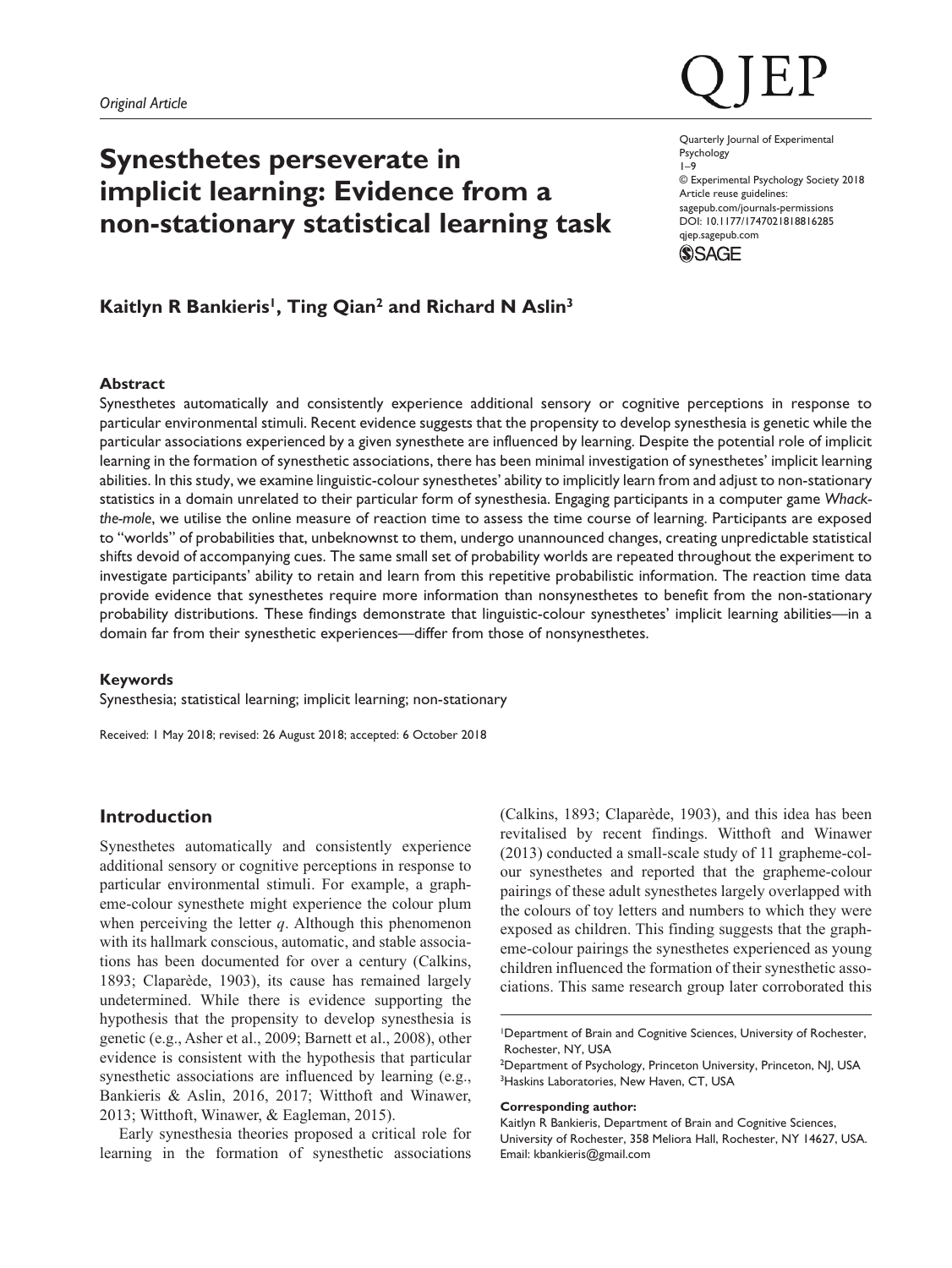*Original Article*

# Synesthetes perseverate in implicit learning: Evidence from a non-stationary statistical learning task

**Kaitlyn R Bankieris[1], Ting Qian[2] and Richard N Aslin[3]**

### Abstract

Synesthetes automatically and consistently experience additional sensory or cognitive perceptions in response to particular environmental stimuli. Recent evidence suggests that the propensity to develop synesthesia is genetic while the particular associations experienced by a given synesthete are influenced by learning. Despite the potential role of implicit learning in the formation of synesthetic associations, there has been minimal investigation of synesthetes' implicit learning abilities. In this study, we examine linguistic-colour synesthetes' ability to implicitly learn from and adjust to non-stationary statistics in a domain unrelated to their particular form of synesthesia. Engaging participants in a computer game *Whack-the-mole*, we utilise the online measure of reaction time to assess the time course of learning. Participants are exposed to "worlds" of probabilities that, unbeknownst to them, undergo unannounced changes, creating unpredictable statistical shifts devoid of accompanying cues. The same small set of probability worlds are repeated throughout the experiment to investigate participants' ability to retain and learn from this repetitive probabilistic information. The reaction time data provide evidence that synesthetes require more information than nonsynesthetes to benefit from the non-stationary probability distributions. These findings demonstrate that linguistic-colour synesthetes' implicit learning abilities—in a domain far from their synesthetic experiences—differ from those of nonsynesthetes.

### Keywords

Synesthesia; statistical learning; implicit learning; non-stationary

Received: 1 May 2018; revised: 26 August 2018; accepted: 6 October 2018

## Introduction

Synesthetes automatically and consistently experience additional sensory or cognitive perceptions in response to particular environmental stimuli. For example, a grapheme-colour synesthete might experience the colour plum when perceiving the letter *q*. Although this phenomenon with its hallmark conscious, automatic, and stable associations has been documented for over a century (Calkins, 1893; Claparède, 1903), its cause has remained largely undetermined. While there is evidence supporting the hypothesis that the propensity to develop synesthesia is genetic (e.g., Asher et al., 2009; Barnett et al., 2008), other evidence is consistent with the hypothesis that particular synesthetic associations are influenced by learning (e.g., Bankieris & Aslin, 2016, 2017; Witthoft and Winawer, 2013; Witthoft, Winawer, & Eagleman, 2015).

Early synesthesia theories proposed a critical role for learning in the formation of synesthetic associations (Calkins, 1893; Claparède, 1903), and this idea has been revitalised by recent findings. Witthoft and Winawer (2013) conducted a small-scale study of 11 grapheme-colour synesthetes and reported that the grapheme-colour pairings of these adult synesthetes largely overlapped with the colours of toy letters and numbers to which they were exposed as children. This finding suggests that the grapheme-colour pairings the synesthetes experienced as young children influenced the formation of their synesthetic associations. This same research group later corroborated this

[1]Department of Brain and Cognitive Sciences, University of Rochester, Rochester, NY, USA
[2]Department of Psychology, Princeton University, Princeton, NJ, USA
[3]Haskins Laboratories, New Haven, CT, USA

**Corresponding author:**
Kaitlyn R Bankieris, Department of Brain and Cognitive Sciences, University of Rochester, 358 Meliora Hall, Rochester, NY 14627, USA.
Email: kbankieris@gmail.com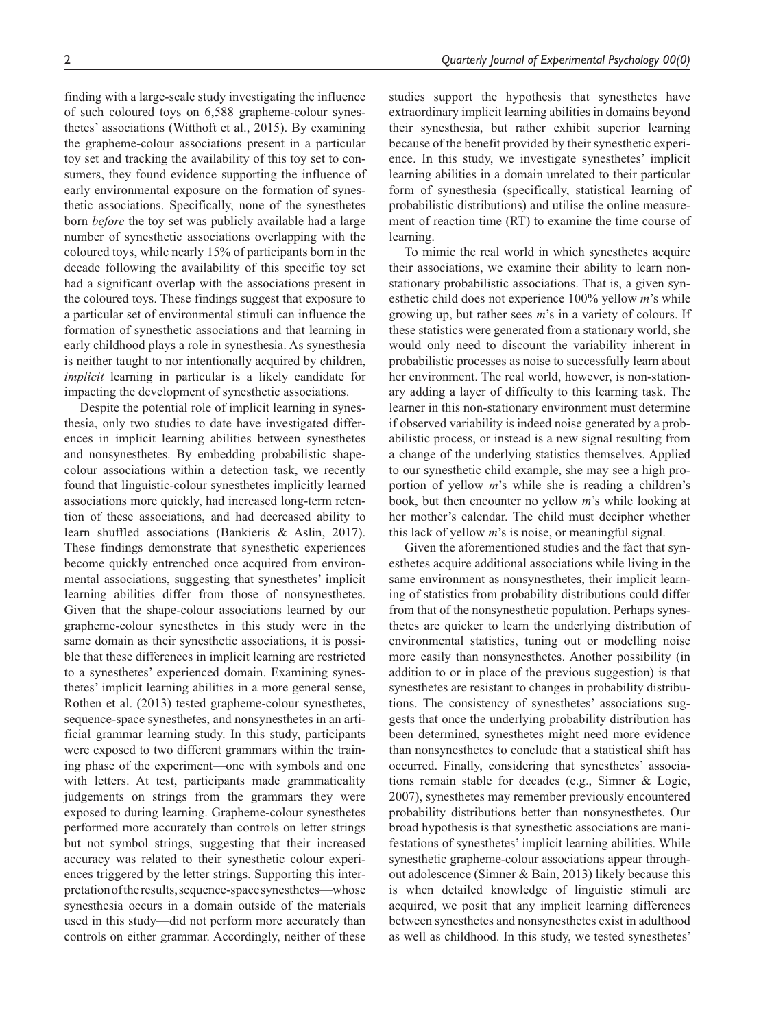finding with a large-scale study investigating the influence of such coloured toys on 6,588 grapheme-colour synesthetes' associations (Witthoft et al., 2015). By examining the grapheme-colour associations present in a particular toy set and tracking the availability of this toy set to consumers, they found evidence supporting the influence of early environmental exposure on the formation of synesthetic associations. Specifically, none of the synesthetes born *before* the toy set was publicly available had a large number of synesthetic associations overlapping with the coloured toys, while nearly 15% of participants born in the decade following the availability of this specific toy set had a significant overlap with the associations present in the coloured toys. These findings suggest that exposure to a particular set of environmental stimuli can influence the formation of synesthetic associations and that learning in early childhood plays a role in synesthesia. As synesthesia is neither taught to nor intentionally acquired by children, *implicit* learning in particular is a likely candidate for impacting the development of synesthetic associations.

Despite the potential role of implicit learning in synesthesia, only two studies to date have investigated differences in implicit learning abilities between synesthetes and nonsynesthetes. By embedding probabilistic shape-colour associations within a detection task, we recently found that linguistic-colour synesthetes implicitly learned associations more quickly, had increased long-term retention of these associations, and had decreased ability to learn shuffled associations (Bankieris & Aslin, 2017). These findings demonstrate that synesthetic experiences become quickly entrenched once acquired from environmental associations, suggesting that synesthetes' implicit learning abilities differ from those of nonsynesthetes. Given that the shape-colour associations learned by our grapheme-colour synesthetes in this study were in the same domain as their synesthetic associations, it is possible that these differences in implicit learning are restricted to a synesthetes' experienced domain. Examining synesthetes' implicit learning abilities in a more general sense, Rothen et al. (2013) tested grapheme-colour synesthetes, sequence-space synesthetes, and nonsynesthetes in an artificial grammar learning study. In this study, participants were exposed to two different grammars within the training phase of the experiment—one with symbols and one with letters. At test, participants made grammaticality judgements on strings from the grammars they were exposed to during learning. Grapheme-colour synesthetes performed more accurately than controls on letter strings but not symbol strings, suggesting that their increased accuracy was related to their synesthetic colour experiences triggered by the letter strings. Supporting this interpretation of the results, sequence-space synesthetes—whose synesthesia occurs in a domain outside of the materials used in this study—did not perform more accurately than controls on either grammar. Accordingly, neither of these studies support the hypothesis that synesthetes have extraordinary implicit learning abilities in domains beyond their synesthesia, but rather exhibit superior learning because of the benefit provided by their synesthetic experience. In this study, we investigate synesthetes' implicit learning abilities in a domain unrelated to their particular form of synesthesia (specifically, statistical learning of probabilistic distributions) and utilise the online measurement of reaction time (RT) to examine the time course of learning.

To mimic the real world in which synesthetes acquire their associations, we examine their ability to learn non-stationary probabilistic associations. That is, a given synesthetic child does not experience 100% yellow *m*'s while growing up, but rather sees *m*'s in a variety of colours. If these statistics were generated from a stationary world, she would only need to discount the variability inherent in probabilistic processes as noise to successfully learn about her environment. The real world, however, is non-stationary adding a layer of difficulty to this learning task. The learner in this non-stationary environment must determine if observed variability is indeed noise generated by a probabilistic process, or instead is a new signal resulting from a change of the underlying statistics themselves. Applied to our synesthetic child example, she may see a high proportion of yellow *m*'s while she is reading a children's book, but then encounter no yellow *m*'s while looking at her mother's calendar. The child must decipher whether this lack of yellow *m*'s is noise, or meaningful signal.

Given the aforementioned studies and the fact that synesthetes acquire additional associations while living in the same environment as nonsynesthetes, their implicit learning of statistics from probability distributions could differ from that of the nonsynesthetic population. Perhaps synesthetes are quicker to learn the underlying distribution of environmental statistics, tuning out or modelling noise more easily than nonsynesthetes. Another possibility (in addition to or in place of the previous suggestion) is that synesthetes are resistant to changes in probability distributions. The consistency of synesthetes' associations suggests that once the underlying probability distribution has been determined, synesthetes might need more evidence than nonsynesthetes to conclude that a statistical shift has occurred. Finally, considering that synesthetes' associations remain stable for decades (e.g., Simner & Logie, 2007), synesthetes may remember previously encountered probability distributions better than nonsynesthetes. Our broad hypothesis is that synesthetic associations are manifestations of synesthetes' implicit learning abilities. While synesthetic grapheme-colour associations appear throughout adolescence (Simner & Bain, 2013) likely because this is when detailed knowledge of linguistic stimuli are acquired, we posit that any implicit learning differences between synesthetes and nonsynesthetes exist in adulthood as well as childhood. In this study, we tested synesthetes'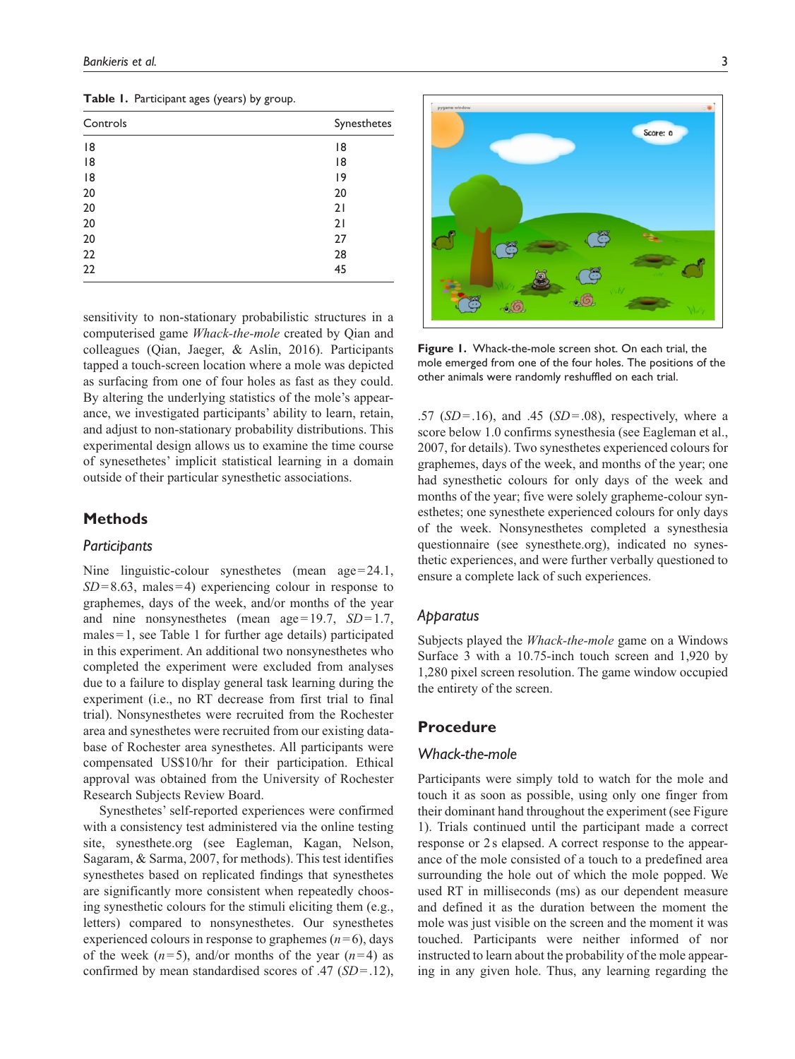**Table 1.** Participant ages (years) by group.

| Controls | Synesthetes |
|---|---|
| 18 | 18 |
| 18 | 18 |
| 18 | 19 |
| 20 | 20 |
| 20 | 21 |
| 20 | 21 |
| 20 | 27 |
| 22 | 28 |
| 22 | 45 |

sensitivity to non-stationary probabilistic structures in a computerised game *Whack-the-mole* created by Qian and colleagues (Qian, Jaeger, & Aslin, 2016). Participants tapped a touch-screen location where a mole was depicted as surfacing from one of four holes as fast as they could. By altering the underlying statistics of the mole's appearance, we investigated participants' ability to learn, retain, and adjust to non-stationary probability distributions. This experimental design allows us to examine the time course of synesthetes' implicit statistical learning in a domain outside of their particular synesthetic associations.

## Methods

### Participants

Nine linguistic-colour synesthetes (mean age = 24.1, $SD$ = 8.63, males = 4) experiencing colour in response to graphemes, days of the week, and/or months of the year and nine nonsynesthetes (mean age = 19.7, $SD$ = 1.7, males = 1, see Table 1 for further age details) participated in this experiment. An additional two nonsynesthetes who completed the experiment were excluded from analyses due to a failure to display general task learning during the experiment (i.e., no RT decrease from first trial to final trial). Nonsynesthetes were recruited from the Rochester area and synesthetes were recruited from our existing database of Rochester area synesthetes. All participants were compensated US$10/hr for their participation. Ethical approval was obtained from the University of Rochester Research Subjects Review Board.

Synesthetes' self-reported experiences were confirmed with a consistency test administered via the online testing site, synesthete.org (see Eagleman, Kagan, Nelson, Sagaram, & Sarma, 2007, for methods). This test identifies synesthetes based on replicated findings that synesthetes are significantly more consistent when repeatedly choosing synesthetic colours for the stimuli eliciting them (e.g., letters) compared to nonsynesthetes. Our synesthetes experienced colours in response to graphemes ($n$ = 6), days of the week ($n$ = 5), and/or months of the year ($n$ = 4) as confirmed by mean standardised scores of .47 ($SD$ = .12), .57 ($SD$ = .16), and .45 ($SD$ = .08), respectively, where a score below 1.0 confirms synesthesia (see Eagleman et al., 2007, for details). Two synesthetes experienced colours for graphemes, days of the week, and months of the year; one had synesthetic colours for only days of the week and months of the year; five were solely grapheme-colour synesthetes; one synesthete experienced colours for only days of the week. Nonsynesthetes completed a synesthesia questionnaire (see synesthete.org), indicated no synesthetic experiences, and were further verbally questioned to ensure a complete lack of such experiences.

**Figure 1.** Whack-the-mole screen shot. On each trial, the mole emerged from one of the four holes. The positions of the other animals were randomly reshuffled on each trial.

### Apparatus

Subjects played the *Whack-the-mole* game on a Windows Surface 3 with a 10.75-inch touch screen and 1,920 by 1,280 pixel screen resolution. The game window occupied the entirety of the screen.

## Procedure

### Whack-the-mole

Participants were simply told to watch for the mole and touch it as soon as possible, using only one finger from their dominant hand throughout the experiment (see Figure 1). Trials continued until the participant made a correct response or 2 s elapsed. A correct response to the appearance of the mole consisted of a touch to a predefined area surrounding the hole out of which the mole popped. We used RT in milliseconds (ms) as our dependent measure and defined it as the duration between the moment the mole was just visible on the screen and the moment it was touched. Participants were neither informed of nor instructed to learn about the probability of the mole appearing in any given hole. Thus, any learning regarding the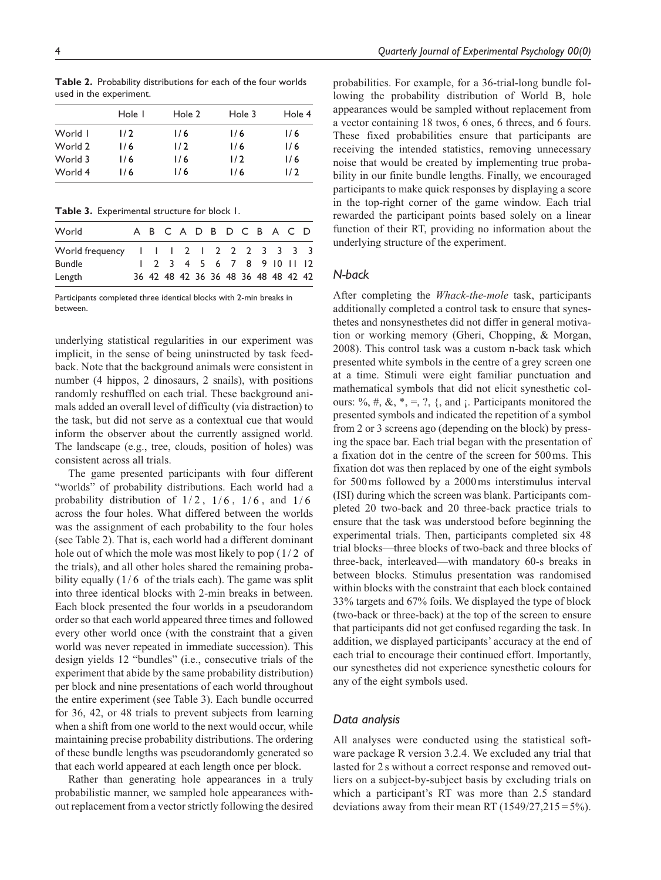**Table 2.** Probability distributions for each of the four worlds used in the experiment.

| | Hole 1 | Hole 2 | Hole 3 | Hole 4 |
|---|---|---|---|---|
| World 1 | 1/2 | 1/6 | 1/6 | 1/6 |
| World 2 | 1/6 | 1/2 | 1/6 | 1/6 |
| World 3 | 1/6 | 1/6 | 1/2 | 1/6 |
| World 4 | 1/6 | 1/6 | 1/6 | 1/2 |

**Table 3.** Experimental structure for block 1.

| World | A | B | C | A | D | B | D | C | B | A | C | D |
|---|---|---|---|---|---|---|---|---|---|---|---|---|
| World frequency | 1 | 1 | 1 | 2 | 1 | 2 | 2 | 2 | 3 | 3 | 3 | 3 |
| Bundle | 1 | 2 | 3 | 4 | 5 | 6 | 7 | 8 | 9 | 10 | 11 | 12 |
| Length | 36 | 42 | 48 | 42 | 36 | 36 | 48 | 36 | 48 | 48 | 42 | 42 |

Participants completed three identical blocks with 2-min breaks in between.

underlying statistical regularities in our experiment was implicit, in the sense of being uninstructed by task feedback. Note that the background animals were consistent in number (4 hippos, 2 dinosaurs, 2 snails), with positions randomly reshuffled on each trial. These background animals added an overall level of difficulty (via distraction) to the task, but did not serve as a contextual cue that would inform the observer about the currently assigned world. The landscape (e.g., tree, clouds, position of holes) was consistent across all trials.

The game presented participants with four different "worlds" of probability distributions. Each world had a probability distribution of $1/2$, $1/6$, $1/6$, and $1/6$ across the four holes. What differed between the worlds was the assignment of each probability to the four holes (see Table 2). That is, each world had a different dominant hole out of which the mole was most likely to pop ($1/2$ of the trials), and all other holes shared the remaining probability equally ($1/6$ of the trials each). The game was split into three identical blocks with 2-min breaks in between. Each block presented the four worlds in a pseudorandom order so that each world appeared three times and followed every other world once (with the constraint that a given world was never repeated in immediate succession). This design yields 12 "bundles" (i.e., consecutive trials of the experiment that abide by the same probability distribution) per block and nine presentations of each world throughout the entire experiment (see Table 3). Each bundle occurred for 36, 42, or 48 trials to prevent subjects from learning when a shift from one world to the next would occur, while maintaining precise probability distributions. The ordering of these bundle lengths was pseudorandomly generated so that each world appeared at each length once per block.

Rather than generating hole appearances in a truly probabilistic manner, we sampled hole appearances without replacement from a vector strictly following the desired probabilities. For example, for a 36-trial-long bundle following the probability distribution of World B, hole appearances would be sampled without replacement from a vector containing 18 twos, 6 ones, 6 threes, and 6 fours. These fixed probabilities ensure that participants are receiving the intended statistics, removing unnecessary noise that would be created by implementing true probability in our finite bundle lengths. Finally, we encouraged participants to make quick responses by displaying a score in the top-right corner of the game window. Each trial rewarded the participant points based solely on a linear function of their RT, providing no information about the underlying structure of the experiment.

### *N-back*

After completing the *Whack-the-mole* task, participants additionally completed a control task to ensure that synesthetes and nonsynesthetes did not differ in general motivation or working memory (Gheri, Chopping, & Morgan, 2008). This control task was a custom n-back task which presented white symbols in the centre of a grey screen one at a time. Stimuli were eight familiar punctuation and mathematical symbols that did not elicit synesthetic colours: %, #, &, *, =, ?, {, and ¡. Participants monitored the presented symbols and indicated the repetition of a symbol from 2 or 3 screens ago (depending on the block) by pressing the space bar. Each trial began with the presentation of a fixation dot in the centre of the screen for 500 ms. This fixation dot was then replaced by one of the eight symbols for 500 ms followed by a 2000 ms interstimulus interval (ISI) during which the screen was blank. Participants completed 20 two-back and 20 three-back practice trials to ensure that the task was understood before beginning the experimental trials. Then, participants completed six 48 trial blocks—three blocks of two-back and three blocks of three-back, interleaved—with mandatory 60-s breaks in between blocks. Stimulus presentation was randomised within blocks with the constraint that each block contained 33% targets and 67% foils. We displayed the type of block (two-back or three-back) at the top of the screen to ensure that participants did not get confused regarding the task. In addition, we displayed participants' accuracy at the end of each trial to encourage their continued effort. Importantly, our synesthetes did not experience synesthetic colours for any of the eight symbols used.

### *Data analysis*

All analyses were conducted using the statistical software package R version 3.2.4. We excluded any trial that lasted for 2 s without a correct response and removed outliers on a subject-by-subject basis by excluding trials on which a participant's RT was more than 2.5 standard deviations away from their mean RT (1549/27,215 = 5%).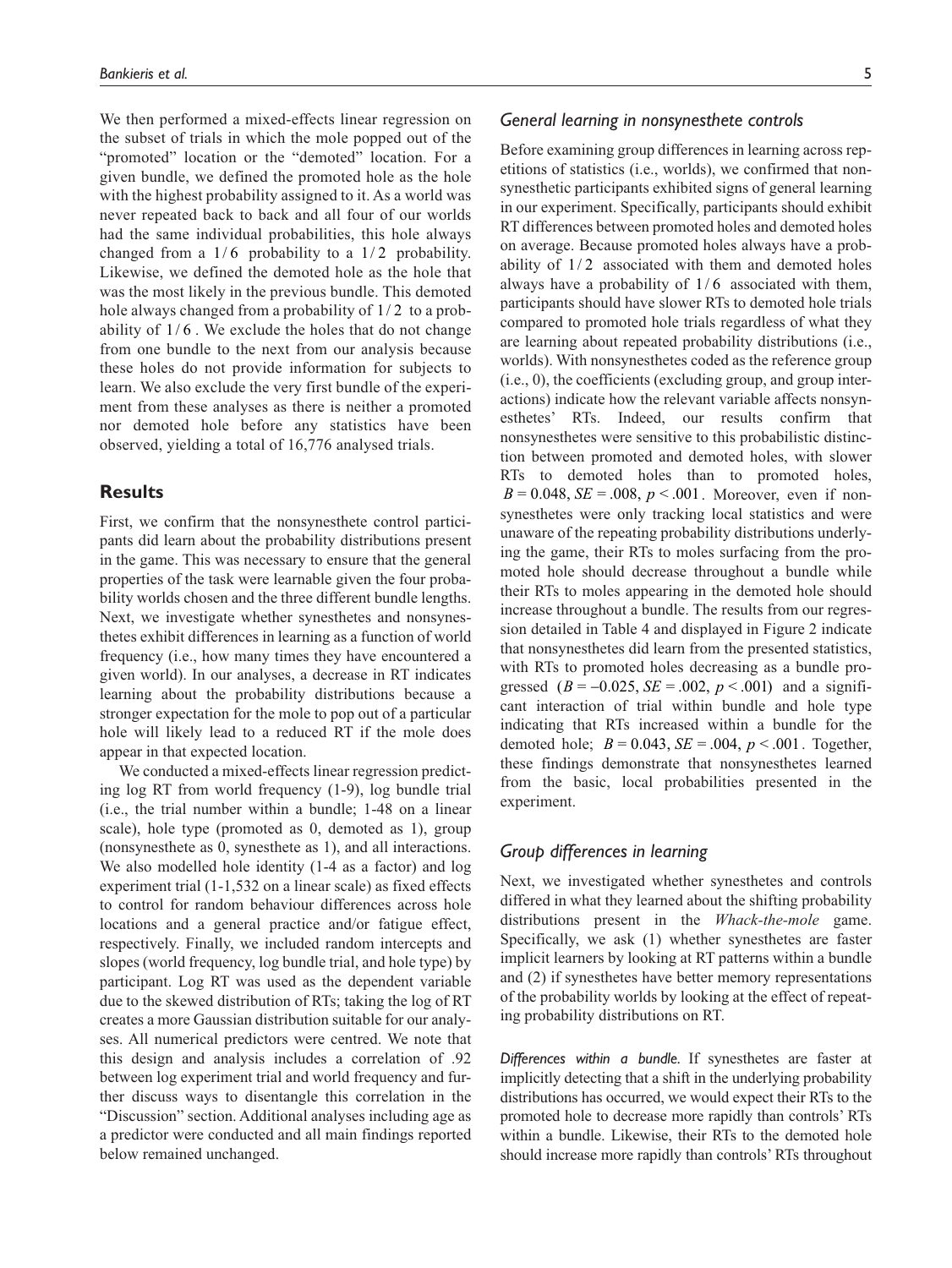We then performed a mixed-effects linear regression on the subset of trials in which the mole popped out of the "promoted" location or the "demoted" location. For a given bundle, we defined the promoted hole as the hole with the highest probability assigned to it. As a world was never repeated back to back and all four of our worlds had the same individual probabilities, this hole always changed from a $1/6$ probability to a $1/2$ probability. Likewise, we defined the demoted hole as the hole that was the most likely in the previous bundle. This demoted hole always changed from a probability of $1/2$ to a probability of $1/6$. We exclude the holes that do not change from one bundle to the next from our analysis because these holes do not provide information for subjects to learn. We also exclude the very first bundle of the experiment from these analyses as there is neither a promoted nor demoted hole before any statistics have been observed, yielding a total of 16,776 analysed trials.

## Results

First, we confirm that the nonsynesthete control participants did learn about the probability distributions present in the game. This was necessary to ensure that the general properties of the task were learnable given the four probability worlds chosen and the three different bundle lengths. Next, we investigate whether synesthetes and nonsynesthetes exhibit differences in learning as a function of world frequency (i.e., how many times they have encountered a given world). In our analyses, a decrease in RT indicates learning about the probability distributions because a stronger expectation for the mole to pop out of a particular hole will likely lead to a reduced RT if the mole does appear in that expected location.

We conducted a mixed-effects linear regression predicting log RT from world frequency (1-9), log bundle trial (i.e., the trial number within a bundle; 1-48 on a linear scale), hole type (promoted as 0, demoted as 1), group (nonsynesthete as 0, synesthete as 1), and all interactions. We also modelled hole identity (1-4 as a factor) and log experiment trial (1-1,532 on a linear scale) as fixed effects to control for random behaviour differences across hole locations and a general practice and/or fatigue effect, respectively. Finally, we included random intercepts and slopes (world frequency, log bundle trial, and hole type) by participant. Log RT was used as the dependent variable due to the skewed distribution of RTs; taking the log of RT creates a more Gaussian distribution suitable for our analyses. All numerical predictors were centred. We note that this design and analysis includes a correlation of .92 between log experiment trial and world frequency and further discuss ways to disentangle this correlation in the "Discussion" section. Additional analyses including age as a predictor were conducted and all main findings reported below remained unchanged.

### *General learning in nonsynesthete controls*

Before examining group differences in learning across repetitions of statistics (i.e., worlds), we confirmed that nonsynesthetic participants exhibited signs of general learning in our experiment. Specifically, participants should exhibit RT differences between promoted holes and demoted holes on average. Because promoted holes always have a probability of $1/2$ associated with them and demoted holes always have a probability of $1/6$ associated with them, participants should have slower RTs to demoted hole trials compared to promoted hole trials regardless of what they are learning about repeated probability distributions (i.e., worlds). With nonsynesthetes coded as the reference group (i.e., 0), the coefficients (excluding group, and group interactions) indicate how the relevant variable affects nonsynesthetes' RTs. Indeed, our results confirm that nonsynesthetes were sensitive to this probabilistic distinction between promoted and demoted holes, with slower RTs to demoted holes than to promoted holes, $B = 0.048$, $SE = .008$, $p < .001$. Moreover, even if nonsynesthetes were only tracking local statistics and were unaware of the repeating probability distributions underlying the game, their RTs to moles surfacing from the promoted hole should decrease throughout a bundle while their RTs to moles appearing in the demoted hole should increase throughout a bundle. The results from our regression detailed in Table 4 and displayed in Figure 2 indicate that nonsynesthetes did learn from the presented statistics, with RTs to promoted holes decreasing as a bundle progressed ($B = -0.025$, $SE = .002$, $p < .001$) and a significant interaction of trial within bundle and hole type indicating that RTs increased within a bundle for the demoted hole; $B = 0.043$, $SE = .004$, $p < .001$. Together, these findings demonstrate that nonsynesthetes learned from the basic, local probabilities presented in the experiment.

### *Group differences in learning*

Next, we investigated whether synesthetes and controls differed in what they learned about the shifting probability distributions present in the *Whack-the-mole* game. Specifically, we ask (1) whether synesthetes are faster implicit learners by looking at RT patterns within a bundle and (2) if synesthetes have better memory representations of the probability worlds by looking at the effect of repeating probability distributions on RT.

*Differences within a bundle.* If synesthetes are faster at implicitly detecting that a shift in the underlying probability distributions has occurred, we would expect their RTs to the promoted hole to decrease more rapidly than controls' RTs within a bundle. Likewise, their RTs to the demoted hole should increase more rapidly than controls' RTs throughout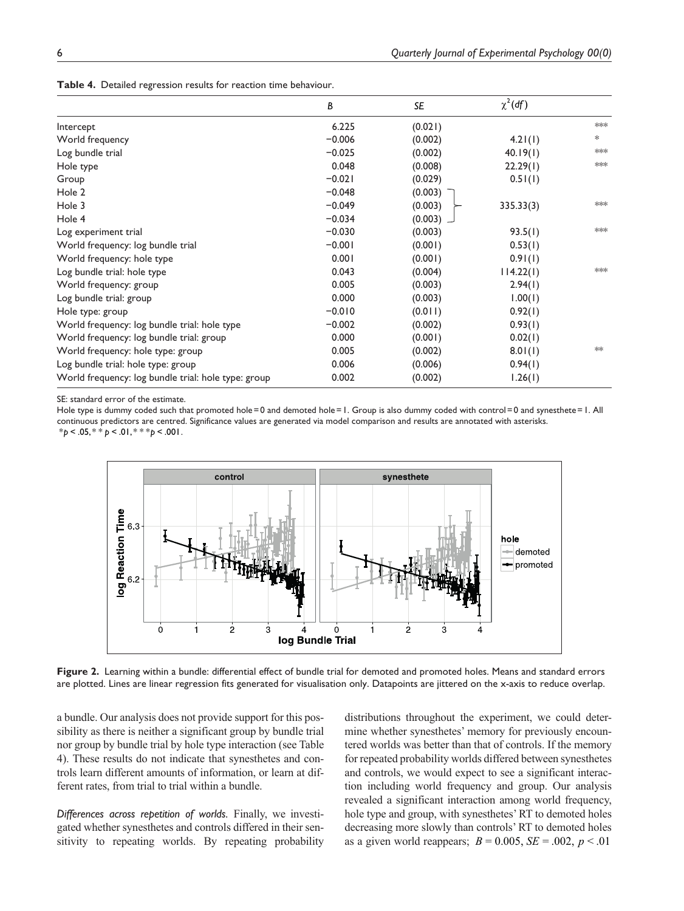**Table 4.** Detailed regression results for reaction time behaviour.

| | $B$ | $SE$ | $\chi^2(df)$ | |
|---|---|---|---|---|
| Intercept | 6.225 | (0.021) | | *** |
| World frequency | −0.006 | (0.002) | 4.21(1) | * |
| Log bundle trial | −0.025 | (0.002) | 40.19(1) | *** |
| Hole type | 0.048 | (0.008) | 22.29(1) | *** |
| Group | −0.021 | (0.029) | 0.51(1) | |
| Hole 2 | −0.048 | (0.003) | | |
| Hole 3 | −0.049 | (0.003) | 335.33(3) | *** |
| Hole 4 | −0.034 | (0.003) | | |
| Log experiment trial | −0.030 | (0.003) | 93.5(1) | *** |
| World frequency: log bundle trial | −0.001 | (0.001) | 0.53(1) | |
| World frequency: hole type | 0.001 | (0.001) | 0.91(1) | |
| Log bundle trial: hole type | 0.043 | (0.004) | 114.22(1) | *** |
| World frequency: group | 0.005 | (0.003) | 2.94(1) | |
| Log bundle trial: group | 0.000 | (0.003) | 1.00(1) | |
| Hole type: group | −0.010 | (0.011) | 0.92(1) | |
| World frequency: log bundle trial: hole type | −0.002 | (0.002) | 0.93(1) | |
| World frequency: log bundle trial: group | 0.000 | (0.001) | 0.02(1) | |
| World frequency: hole type: group | 0.005 | (0.002) | 8.01(1) | ** |
| Log bundle trial: hole type: group | 0.006 | (0.006) | 0.94(1) | |
| World frequency: log bundle trial: hole type: group | 0.002 | (0.002) | 1.26(1) | |

SE: standard error of the estimate.
Hole type is dummy coded such that promoted hole = 0 and demoted hole = 1. Group is also dummy coded with control = 0 and synesthete = 1. All continuous predictors are centred. Significance values are generated via model comparison and results are annotated with asterisks.
$^{*}p < .05$, $^{**}p < .01$, $^{***}p < .001$.

**Figure 2.** Learning within a bundle: differential effect of bundle trial for demoted and promoted holes. Means and standard errors are plotted. Lines are linear regression fits generated for visualisation only. Datapoints are jittered on the x-axis to reduce overlap.

a bundle. Our analysis does not provide support for this possibility as there is neither a significant group by bundle trial nor group by bundle trial by hole type interaction (see Table 4). These results do not indicate that synesthetes and controls learn different amounts of information, or learn at different rates, from trial to trial within a bundle.

*Differences across repetition of worlds.* Finally, we investigated whether synesthetes and controls differed in their sensitivity to repeating worlds. By repeating probability distributions throughout the experiment, we could determine whether synesthetes' memory for previously encountered worlds was better than that of controls. If the memory for repeated probability worlds differed between synesthetes and controls, we would expect to see a significant interaction including world frequency and group. Our analysis revealed a significant interaction among world frequency, hole type and group, with synesthetes' RT to demoted holes decreasing more slowly than controls' RT to demoted holes as a given world reappears; $B = 0.005$, $SE = .002$, $p < .01$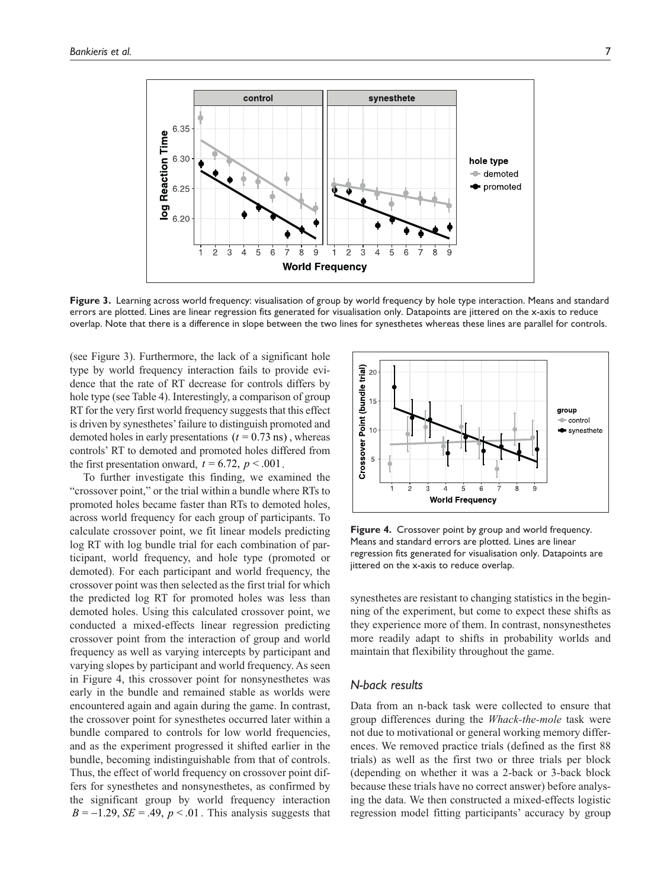Figure 3. Learning across world frequency: visualisation of group by world frequency by hole type interaction. Means and standard errors are plotted. Lines are linear regression fits generated for visualisation only. Datapoints are jittered on the x-axis to reduce overlap. Note that there is a difference in slope between the two lines for synesthetes whereas these lines are parallel for controls.

(see Figure 3). Furthermore, the lack of a significant hole type by world frequency interaction fails to provide evidence that the rate of RT decrease for controls differs by hole type (see Table 4). Interestingly, a comparison of group RT for the very first world frequency suggests that this effect is driven by synesthetes' failure to distinguish promoted and demoted holes in early presentations ($t = 0.73$ ns), whereas controls' RT to demoted and promoted holes differed from the first presentation onward, $t = 6.72$, $p < .001$.

To further investigate this finding, we examined the "crossover point," or the trial within a bundle where RTs to promoted holes became faster than RTs to demoted holes, across world frequency for each group of participants. To calculate crossover point, we fit linear models predicting log RT with log bundle trial for each combination of participant, world frequency, and hole type (promoted or demoted). For each participant and world frequency, the crossover point was then selected as the first trial for which the predicted log RT for promoted holes was less than demoted holes. Using this calculated crossover point, we conducted a mixed-effects linear regression predicting crossover point from the interaction of group and world frequency as well as varying intercepts by participant and varying slopes by participant and world frequency. As seen in Figure 4, this crossover point for nonsynesthetes was early in the bundle and remained stable as worlds were encountered again and again during the game. In contrast, the crossover point for synesthetes occurred later within a bundle compared to controls for low world frequencies, and as the experiment progressed it shifted earlier in the bundle, becoming indistinguishable from that of controls. Thus, the effect of world frequency on crossover point differs for synesthetes and nonsynesthetes, as confirmed by the significant group by world frequency interaction $B = -1.29$, $SE = .49$, $p < .01$. This analysis suggests that synesthetes are resistant to changing statistics in the beginning of the experiment, but come to expect these shifts as they experience more of them. In contrast, nonsynesthetes more readily adapt to shifts in probability worlds and maintain that flexibility throughout the game.

Figure 4. Crossover point by group and world frequency. Means and standard errors are plotted. Lines are linear regression fits generated for visualisation only. Datapoints are jittered on the x-axis to reduce overlap.

### *N-back results*

Data from an n-back task were collected to ensure that group differences during the *Whack-the-mole* task were not due to motivational or general working memory differences. We removed practice trials (defined as the first 88 trials) as well as the first two or three trials per block (depending on whether it was a 2-back or 3-back block because these trials have no correct answer) before analysing the data. We then constructed a mixed-effects logistic regression model fitting participants' accuracy by group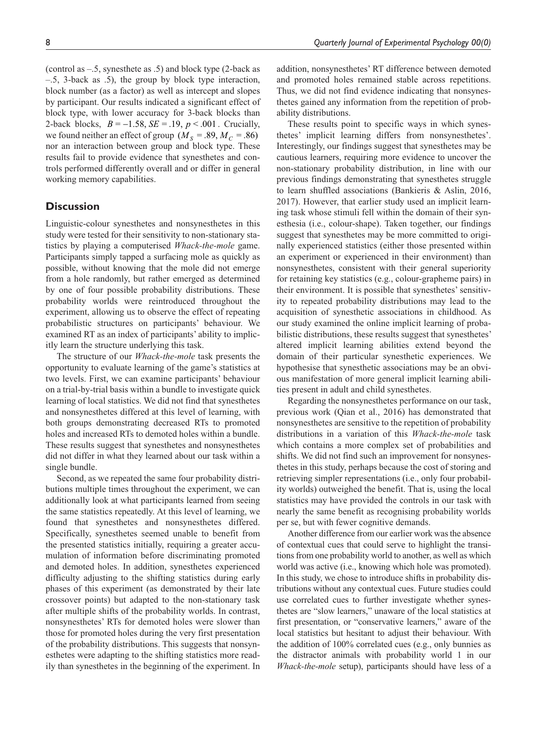(control as –.5, synesthete as .5) and block type (2-back as –.5, 3-back as .5), the group by block type interaction, block number (as a factor) as well as intercept and slopes by participant. Our results indicated a significant effect of block type, with lower accuracy for 3-back blocks than 2-back blocks, $B = -1.58$, $SE = .19$, $p < .001$. Crucially, we found neither an effect of group ($M_S = .89$, $M_C = .86$) nor an interaction between group and block type. These results fail to provide evidence that synesthetes and controls performed differently overall and or differ in general working memory capabilities.

## Discussion

Linguistic-colour synesthetes and nonsynesthetes in this study were tested for their sensitivity to non-stationary statistics by playing a computerised *Whack-the-mole* game. Participants simply tapped a surfacing mole as quickly as possible, without knowing that the mole did not emerge from a hole randomly, but rather emerged as determined by one of four possible probability distributions. These probability worlds were reintroduced throughout the experiment, allowing us to observe the effect of repeating probabilistic structures on participants' behaviour. We examined RT as an index of participants' ability to implicitly learn the structure underlying this task.

The structure of our *Whack-the-mole* task presents the opportunity to evaluate learning of the game's statistics at two levels. First, we can examine participants' behaviour on a trial-by-trial basis within a bundle to investigate quick learning of local statistics. We did not find that synesthetes and nonsynesthetes differed at this level of learning, with both groups demonstrating decreased RTs to promoted holes and increased RTs to demoted holes within a bundle. These results suggest that synesthetes and nonsynesthetes did not differ in what they learned about our task within a single bundle.

Second, as we repeated the same four probability distributions multiple times throughout the experiment, we can additionally look at what participants learned from seeing the same statistics repeatedly. At this level of learning, we found that synesthetes and nonsynesthetes differed. Specifically, synesthetes seemed unable to benefit from the presented statistics initially, requiring a greater accumulation of information before discriminating promoted and demoted holes. In addition, synesthetes experienced difficulty adjusting to the shifting statistics during early phases of this experiment (as demonstrated by their late crossover points) but adapted to the non-stationary task after multiple shifts of the probability worlds. In contrast, nonsynesthetes' RTs for demoted holes were slower than those for promoted holes during the very first presentation of the probability distributions. This suggests that nonsynesthetes were adapting to the shifting statistics more readily than synesthetes in the beginning of the experiment. In addition, nonsynesthetes' RT difference between demoted and promoted holes remained stable across repetitions. Thus, we did not find evidence indicating that nonsynesthetes gained any information from the repetition of probability distributions.

These results point to specific ways in which synesthetes' implicit learning differs from nonsynesthetes'. Interestingly, our findings suggest that synesthetes may be cautious learners, requiring more evidence to uncover the non-stationary probability distribution, in line with our previous findings demonstrating that synesthetes struggle to learn shuffled associations (Bankieris & Aslin, 2016, 2017). However, that earlier study used an implicit learning task whose stimuli fell within the domain of their synesthesia (i.e., colour-shape). Taken together, our findings suggest that synesthetes may be more committed to originally experienced statistics (either those presented within an experiment or experienced in their environment) than nonsynesthetes, consistent with their general superiority for retaining key statistics (e.g., colour-grapheme pairs) in their environment. It is possible that synesthetes' sensitivity to repeated probability distributions may lead to the acquisition of synesthetic associations in childhood. As our study examined the online implicit learning of probabilistic distributions, these results suggest that synesthetes' altered implicit learning abilities extend beyond the domain of their particular synesthetic experiences. We hypothesise that synesthetic associations may be an obvious manifestation of more general implicit learning abilities present in adult and child synesthetes.

Regarding the nonsynesthetes performance on our task, previous work (Qian et al., 2016) has demonstrated that nonsynesthetes are sensitive to the repetition of probability distributions in a variation of this *Whack-the-mole* task which contains a more complex set of probabilities and shifts. We did not find such an improvement for nonsynesthetes in this study, perhaps because the cost of storing and retrieving simpler representations (i.e., only four probability worlds) outweighed the benefit. That is, using the local statistics may have provided the controls in our task with nearly the same benefit as recognising probability worlds per se, but with fewer cognitive demands.

Another difference from our earlier work was the absence of contextual cues that could serve to highlight the transitions from one probability world to another, as well as which world was active (i.e., knowing which hole was promoted). In this study, we chose to introduce shifts in probability distributions without any contextual cues. Future studies could use correlated cues to further investigate whether synesthetes are "slow learners," unaware of the local statistics at first presentation, or "conservative learners," aware of the local statistics but hesitant to adjust their behaviour. With the addition of 100% correlated cues (e.g., only bunnies as the distractor animals with probability world 1 in our *Whack-the-mole* setup), participants should have less of a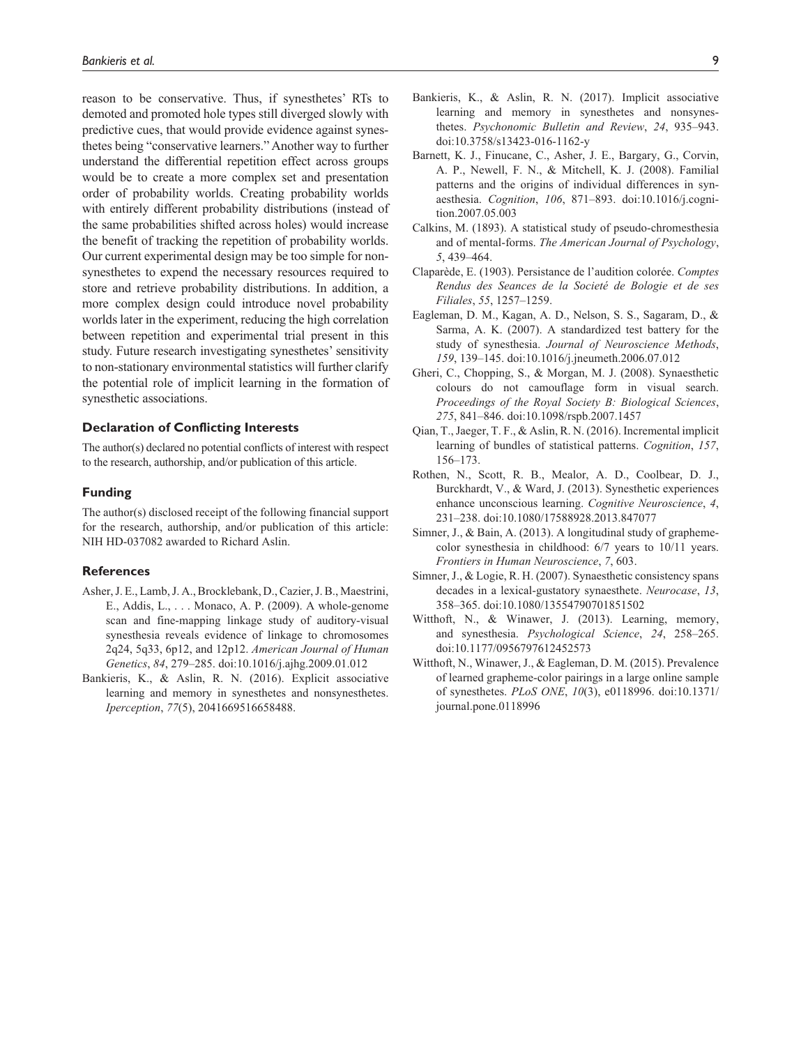reason to be conservative. Thus, if synesthetes' RTs to demoted and promoted hole types still diverged slowly with predictive cues, that would provide evidence against synesthetes being "conservative learners." Another way to further understand the differential repetition effect across groups would be to create a more complex set and presentation order of probability worlds. Creating probability worlds with entirely different probability distributions (instead of the same probabilities shifted across holes) would increase the benefit of tracking the repetition of probability worlds. Our current experimental design may be too simple for nonsynesthetes to expend the necessary resources required to store and retrieve probability distributions. In addition, a more complex design could introduce novel probability worlds later in the experiment, reducing the high correlation between repetition and experimental trial present in this study. Future research investigating synesthetes' sensitivity to non-stationary environmental statistics will further clarify the potential role of implicit learning in the formation of synesthetic associations.

### Declaration of Conflicting Interests

The author(s) declared no potential conflicts of interest with respect to the research, authorship, and/or publication of this article.

### Funding

The author(s) disclosed receipt of the following financial support for the research, authorship, and/or publication of this article: NIH HD-037082 awarded to Richard Aslin.

### References

Asher, J. E., Lamb, J. A., Brocklebank, D., Cazier, J. B., Maestrini, E., Addis, L., . . . Monaco, A. P. (2009). A whole-genome scan and fine-mapping linkage study of auditory-visual synesthesia reveals evidence of linkage to chromosomes 2q24, 5q33, 6p12, and 12p12. *American Journal of Human Genetics*, *84*, 279–285. doi:10.1016/j.ajhg.2009.01.012

Bankieris, K., & Aslin, R. N. (2016). Explicit associative learning and memory in synesthetes and nonsynesthetes. *Iperception*, *77*(5), 2041669516658488.

Bankieris, K., & Aslin, R. N. (2017). Implicit associative learning and memory in synesthetes and nonsynesthetes. *Psychonomic Bulletin and Review*, *24*, 935–943. doi:10.3758/s13423-016-1162-y

Barnett, K. J., Finucane, C., Asher, J. E., Bargary, G., Corvin, A. P., Newell, F. N., & Mitchell, K. J. (2008). Familial patterns and the origins of individual differences in synaesthesia. *Cognition*, *106*, 871–893. doi:10.1016/j.cognition.2007.05.003

Calkins, M. (1893). A statistical study of pseudo-chromesthesia and of mental-forms. *The American Journal of Psychology*, *5*, 439–464.

Claparède, E. (1903). Persistance de l'audition colorée. *Comptes Rendus des Seances de la Societé de Bologie et de ses Filiales*, *55*, 1257–1259.

Eagleman, D. M., Kagan, A. D., Nelson, S. S., Sagaram, D., & Sarma, A. K. (2007). A standardized test battery for the study of synesthesia. *Journal of Neuroscience Methods*, *159*, 139–145. doi:10.1016/j.jneumeth.2006.07.012

Gheri, C., Chopping, S., & Morgan, M. J. (2008). Synaesthetic colours do not camouflage form in visual search. *Proceedings of the Royal Society B: Biological Sciences*, *275*, 841–846. doi:10.1098/rspb.2007.1457

Qian, T., Jaeger, T. F., & Aslin, R. N. (2016). Incremental implicit learning of bundles of statistical patterns. *Cognition*, *157*, 156–173.

Rothen, N., Scott, R. B., Mealor, A. D., Coolbear, D. J., Burckhardt, V., & Ward, J. (2013). Synesthetic experiences enhance unconscious learning. *Cognitive Neuroscience*, *4*, 231–238. doi:10.1080/17588928.2013.847077

Simner, J., & Bain, A. (2013). A longitudinal study of grapheme-color synesthesia in childhood: 6/7 years to 10/11 years. *Frontiers in Human Neuroscience*, *7*, 603.

Simner, J., & Logie, R. H. (2007). Synaesthetic consistency spans decades in a lexical-gustatory synaesthete. *Neurocase*, *13*, 358–365. doi:10.1080/13554790701851502

Witthoft, N., & Winawer, J. (2013). Learning, memory, and synesthesia. *Psychological Science*, *24*, 258–265. doi:10.1177/0956797612452573

Witthoft, N., Winawer, J., & Eagleman, D. M. (2015). Prevalence of learned grapheme-color pairings in a large online sample of synesthetes. *PLoS ONE*, *10*(3), e0118996. doi:10.1371/journal.pone.0118996